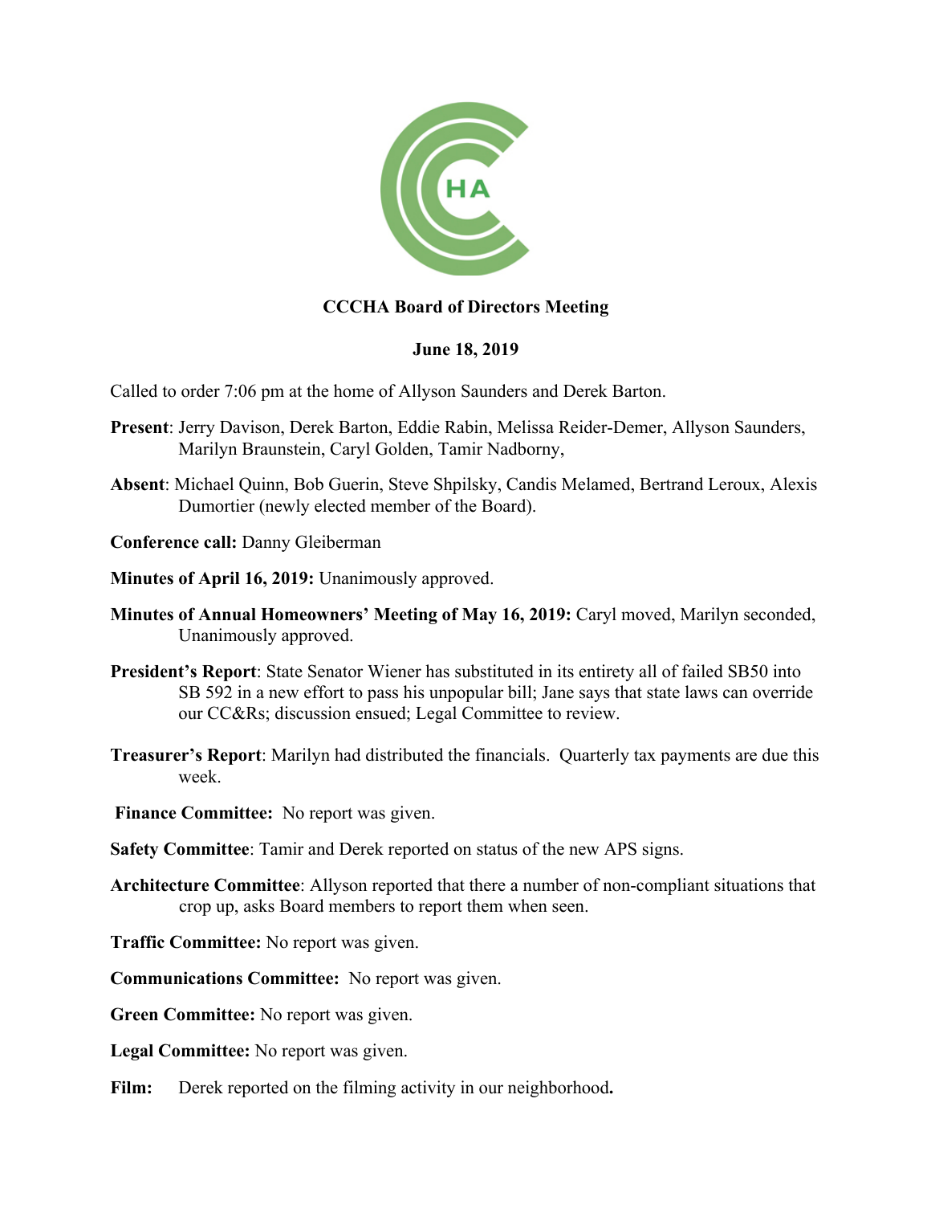**CCCHA Board of Directors Meeting**

**June 18, 2019**

Called to order 7:06 pm at the home of Allyson Saunders and Derek Barton.

**Present**: Jerry Davison, Derek Barton, Eddie Rabin, Melissa Reider-Demer, Allyson Saunders, Marilyn Braunstein, Caryl Golden, Tamir Nadborny,

**Absent**: Michael Quinn, Bob Guerin, Steve Shpilsky, Candis Melamed, Bertrand Leroux, Alexis Dumortier (newly elected member of the Board).

**Conference call:** Danny Gleiberman

**Minutes of April 16, 2019:** Unanimously approved.

**Minutes of Annual Homeowners' Meeting of May 16, 2019:** Caryl moved, Marilyn seconded, Unanimously approved.

**President's Report**: State Senator Wiener has substituted in its entirety all of failed SB50 into SB 592 in a new effort to pass his unpopular bill; Jane says that state laws can override our CC&Rs; discussion ensued; Legal Committee to review.

**Treasurer's Report**: Marilyn had distributed the financials. Quarterly tax payments are due this week.

**Finance Committee:** No report was given.

**Safety Committee**: Tamir and Derek reported on status of the new APS signs.

**Architecture Committee**: Allyson reported that there a number of non-compliant situations that crop up, asks Board members to report them when seen.

**Traffic Committee:** No report was given.

**Communications Committee:** No report was given.

**Green Committee:** No report was given.

**Legal Committee:** No report was given.

**Film:** Derek reported on the filming activity in our neighborhood.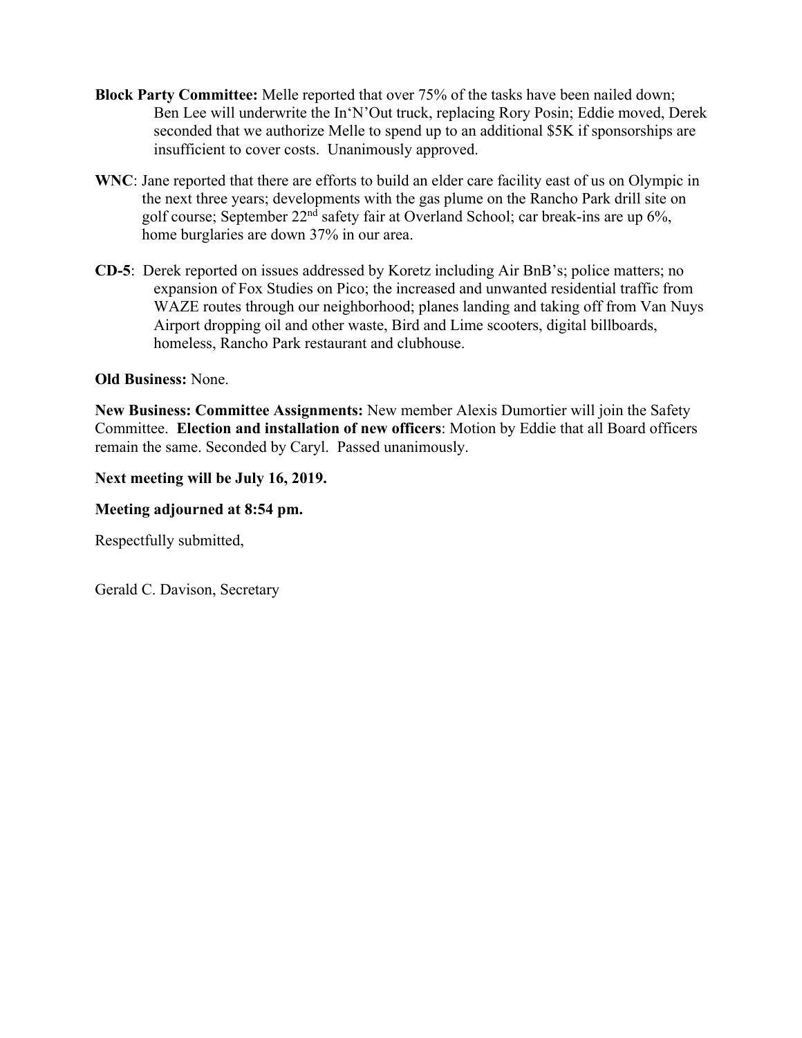**Block Party Committee:** Melle reported that over 75% of the tasks have been nailed down; Ben Lee will underwrite the In'N'Out truck, replacing Rory Posin; Eddie moved, Derek seconded that we authorize Melle to spend up to an additional $5K if sponsorships are insufficient to cover costs. Unanimously approved.

**WNC**: Jane reported that there are efforts to build an elder care facility east of us on Olympic in the next three years; developments with the gas plume on the Rancho Park drill site on golf course; September 22nd safety fair at Overland School; car break-ins are up 6%, home burglaries are down 37% in our area.

**CD-5**: Derek reported on issues addressed by Koretz including Air BnB's; police matters; no expansion of Fox Studies on Pico; the increased and unwanted residential traffic from WAZE routes through our neighborhood; planes landing and taking off from Van Nuys Airport dropping oil and other waste, Bird and Lime scooters, digital billboards, homeless, Rancho Park restaurant and clubhouse.

**Old Business:** None.

**New Business: Committee Assignments:** New member Alexis Dumortier will join the Safety Committee. **Election and installation of new officers**: Motion by Eddie that all Board officers remain the same. Seconded by Caryl. Passed unanimously.

**Next meeting will be July 16, 2019.**

**Meeting adjourned at 8:54 pm.**

Respectfully submitted,

Gerald C. Davison, Secretary